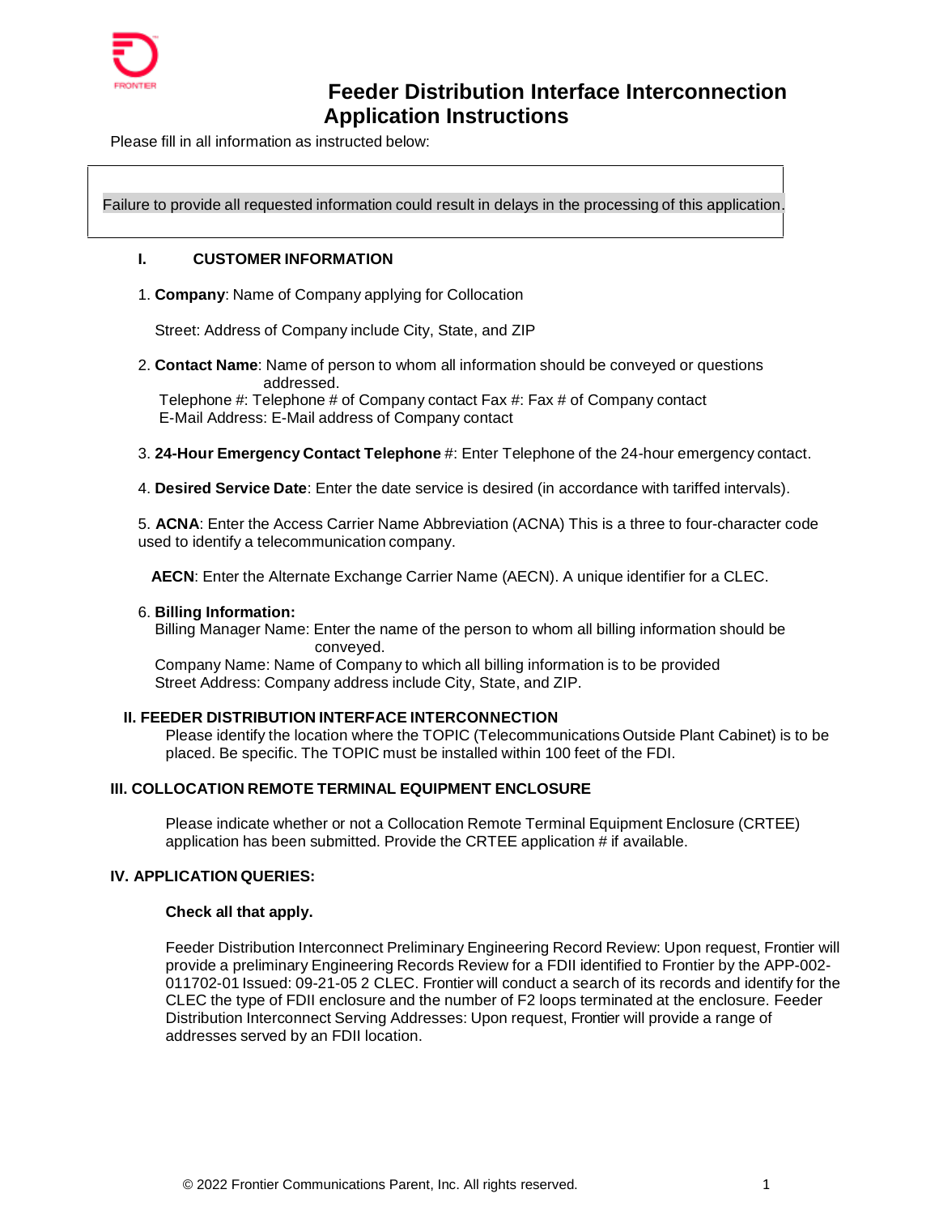# Feeder Distribution Interface Interconnection Application Instructions

Please fill in all information as instructed below:

> Failure to provide all requested information could result in delays in the processing of this application.

## I. CUSTOMER INFORMATION

1. **Company**: Name of Company applying for Collocation

   Street: Address of Company include City, State, and ZIP

2. **Contact Name**: Name of person to whom all information should be conveyed or questions addressed.

   Telephone #: Telephone # of Company contact Fax #: Fax # of Company contact

   E-Mail Address: E-Mail address of Company contact

3. **24-Hour Emergency Contact Telephone** #: Enter Telephone of the 24-hour emergency contact.

4. **Desired Service Date**: Enter the date service is desired (in accordance with tariffed intervals).

5. **ACNA**: Enter the Access Carrier Name Abbreviation (ACNA) This is a three to four-character code used to identify a telecommunication company.

   **AECN**: Enter the Alternate Exchange Carrier Name (AECN). A unique identifier for a CLEC.

6. **Billing Information:**

   Billing Manager Name: Enter the name of the person to whom all billing information should be conveyed.

   Company Name: Name of Company to which all billing information is to be provided

   Street Address: Company address include City, State, and ZIP.

## II. FEEDER DISTRIBUTION INTERFACE INTERCONNECTION

Please identify the location where the TOPIC (Telecommunications Outside Plant Cabinet) is to be placed. Be specific. The TOPIC must be installed within 100 feet of the FDI.

## III. COLLOCATION REMOTE TERMINAL EQUIPMENT ENCLOSURE

Please indicate whether or not a Collocation Remote Terminal Equipment Enclosure (CRTEE) application has been submitted. Provide the CRTEE application # if available.

## IV. APPLICATION QUERIES:

**Check all that apply.**

Feeder Distribution Interconnect Preliminary Engineering Record Review: Upon request, Frontier will provide a preliminary Engineering Records Review for a FDII identified to Frontier by the APP-002-011702-01 Issued: 09-21-05 2 CLEC. Frontier will conduct a search of its records and identify for the CLEC the type of FDII enclosure and the number of F2 loops terminated at the enclosure. Feeder Distribution Interconnect Serving Addresses: Upon request, Frontier will provide a range of addresses served by an FDII location.

© 2022 Frontier Communications Parent, Inc. All rights reserved.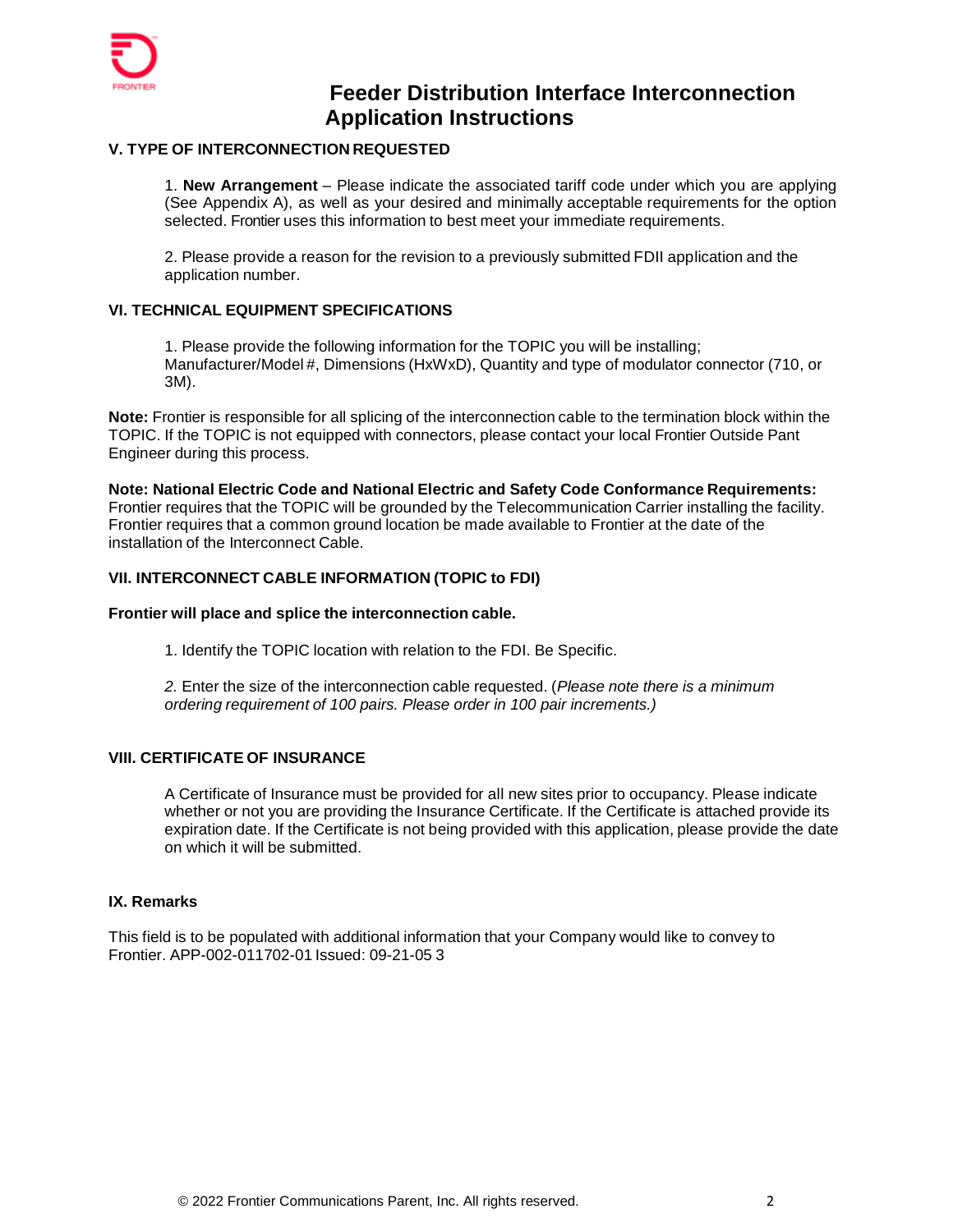# Feeder Distribution Interface Interconnection Application Instructions

## V. TYPE OF INTERCONNECTION REQUESTED

1. **New Arrangement** – Please indicate the associated tariff code under which you are applying (See Appendix A), as well as your desired and minimally acceptable requirements for the option selected. Frontier uses this information to best meet your immediate requirements.

2. Please provide a reason for the revision to a previously submitted FDII application and the application number.

## VI. TECHNICAL EQUIPMENT SPECIFICATIONS

1. Please provide the following information for the TOPIC you will be installing; Manufacturer/Model #, Dimensions (HxWxD), Quantity and type of modulator connector (710, or 3M).

**Note:** Frontier is responsible for all splicing of the interconnection cable to the termination block within the TOPIC. If the TOPIC is not equipped with connectors, please contact your local Frontier Outside Pant Engineer during this process.

**Note: National Electric Code and National Electric and Safety Code Conformance Requirements:** Frontier requires that the TOPIC will be grounded by the Telecommunication Carrier installing the facility. Frontier requires that a common ground location be made available to Frontier at the date of the installation of the Interconnect Cable.

## VII. INTERCONNECT CABLE INFORMATION (TOPIC to FDI)

**Frontier will place and splice the interconnection cable.**

1. Identify the TOPIC location with relation to the FDI. Be Specific.

2. Enter the size of the interconnection cable requested. (*Please note there is a minimum ordering requirement of 100 pairs. Please order in 100 pair increments.)*

## VIII. CERTIFICATE OF INSURANCE

A Certificate of Insurance must be provided for all new sites prior to occupancy. Please indicate whether or not you are providing the Insurance Certificate. If the Certificate is attached provide its expiration date. If the Certificate is not being provided with this application, please provide the date on which it will be submitted.

## IX. Remarks

This field is to be populated with additional information that your Company would like to convey to Frontier. APP-002-011702-01 Issued: 09-21-05 3

© 2022 Frontier Communications Parent, Inc. All rights reserved.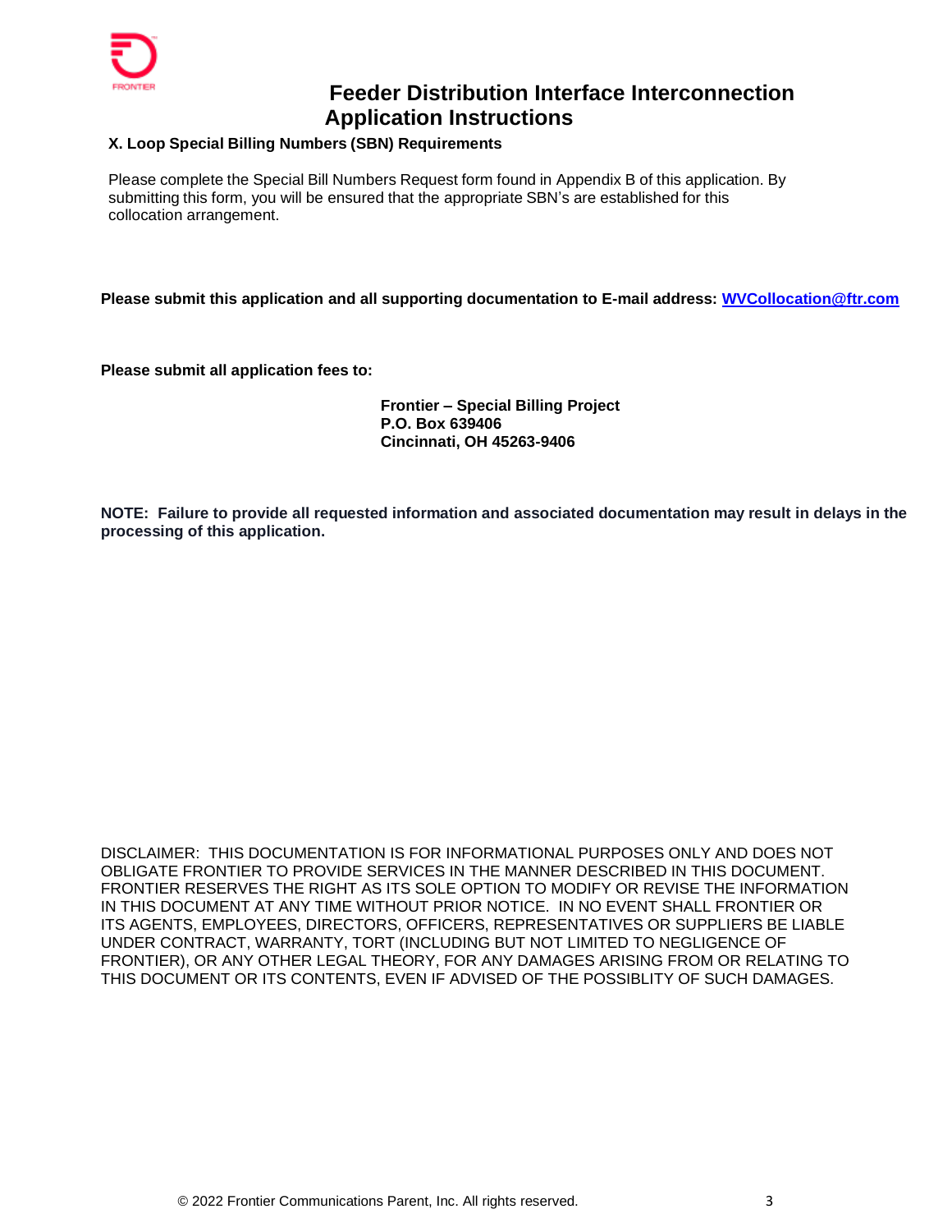# Feeder Distribution Interface Interconnection Application Instructions

### X. Loop Special Billing Numbers (SBN) Requirements

Please complete the Special Bill Numbers Request form found in Appendix B of this application. By submitting this form, you will be ensured that the appropriate SBN's are established for this collocation arrangement.

**Please submit this application and all supporting documentation to E-mail address: WVCollocation@ftr.com**

**Please submit all application fees to:**

**Frontier – Special Billing Project**
**P.O. Box 639406**
**Cincinnati, OH 45263-9406**

**NOTE: Failure to provide all requested information and associated documentation may result in delays in the processing of this application.**

DISCLAIMER: THIS DOCUMENTATION IS FOR INFORMATIONAL PURPOSES ONLY AND DOES NOT OBLIGATE FRONTIER TO PROVIDE SERVICES IN THE MANNER DESCRIBED IN THIS DOCUMENT. FRONTIER RESERVES THE RIGHT AS ITS SOLE OPTION TO MODIFY OR REVISE THE INFORMATION IN THIS DOCUMENT AT ANY TIME WITHOUT PRIOR NOTICE. IN NO EVENT SHALL FRONTIER OR ITS AGENTS, EMPLOYEES, DIRECTORS, OFFICERS, REPRESENTATIVES OR SUPPLIERS BE LIABLE UNDER CONTRACT, WARRANTY, TORT (INCLUDING BUT NOT LIMITED TO NEGLIGENCE OF FRONTIER), OR ANY OTHER LEGAL THEORY, FOR ANY DAMAGES ARISING FROM OR RELATING TO THIS DOCUMENT OR ITS CONTENTS, EVEN IF ADVISED OF THE POSSIBLITY OF SUCH DAMAGES.

© 2022 Frontier Communications Parent, Inc. All rights reserved.